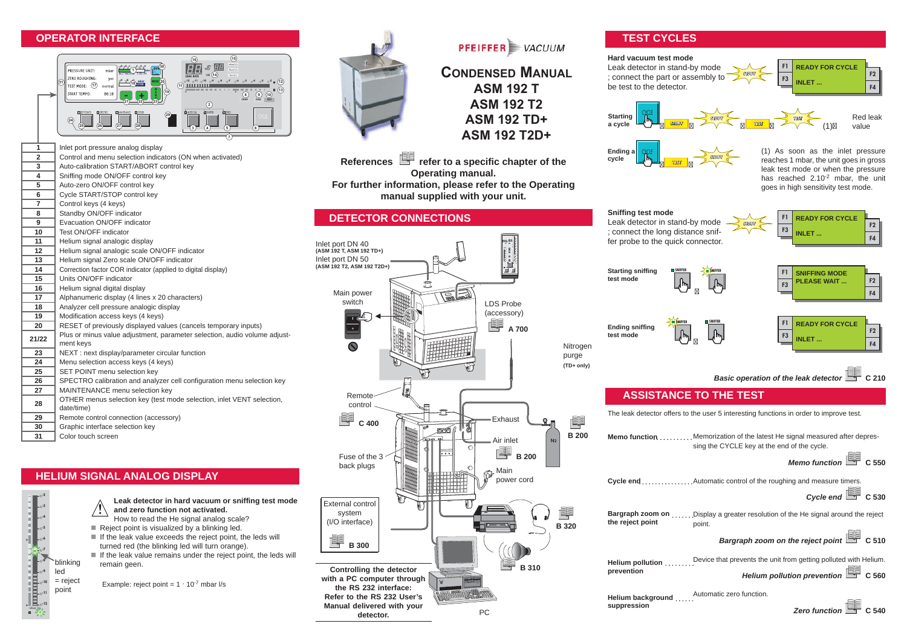# PFEIFFER VACUUM

## CONDENSED MANUAL
## ASM 192 T
## ASM 192 T2
## ASM 192 TD+
## ASM 192 T2D+

**References refer to a specific chapter of the Operating manual.**
**For further information, please refer to the Operating manual supplied with your unit.**

## OPERATOR INTERFACE

| | |
|---|---|
| 1 | Inlet port pressure analog display |
| 2 | Control and menu selection indicators (ON when activated) |
| 3 | Auto-calibration START/ABORT control key |
| 4 | Sniffing mode ON/OFF control key |
| 5 | Auto-zero ON/OFF control key |
| 6 | Cycle START/STOP control key |
| 7 | Control keys (4 keys) |
| 8 | Standby ON/OFF indicator |
| 9 | Evacuation ON/OFF indicator |
| 10 | Test ON/OFF indicator |
| 11 | Helium signal analogic display |
| 12 | Helium signal analogic scale ON/OFF indicator |
| 13 | Helium signal Zero scale ON/OFF indicator |
| 14 | Correction factor COR indicator (applied to digital display) |
| 15 | Units ON/OFF indicator |
| 16 | Helium signal digital display |
| 17 | Alphanumeric display (4 lines x 20 characters) |
| 18 | Analyzer cell pressure analogic display |
| 19 | Modification access keys (4 keys) |
| 20 | RESET of previously displayed values (cancels temporary inputs) |
| 21/22 | Plus or minus value adjustment, parameter selection, audio volume adjustment keys |
| 23 | NEXT : next display/parameter circular function |
| 24 | Menu selection access keys (4 keys) |
| 25 | SET POINT menu selection key |
| 26 | SPECTRO calibration and analyzer cell configuration menu selection key |
| 27 | MAINTENANCE menu selection key |
| 28 | OTHER menus selection key (test mode selection, inlet VENT selection, date/time) |
| 29 | Remote control connection (accessory) |
| 30 | Graphic interface selection key |
| 31 | Color touch screen |

## HELIUM SIGNAL ANALOG DISPLAY

blinking led = reject point

**Leak detector in hard vacuum or sniffing test mode and zero function not activated.**

How to read the He signal analog scale?

- Reject point is visualized by a blinking led.
- If the leak value exceeds the reject point, the leds will turned red (the blinking led will turn orange).
- If the leak value remains under the reject point, the leds will remain geen.

Example: reject point = $1 \cdot 10^{-7}$ mbar l/s

## DETECTOR CONNECTIONS

Inlet port DN 40 **(ASM 192 T, ASM 192 TD+)**
Inlet port DN 50 **(ASM 192 T2, ASM 192 T2D+)**

Main power switch

LDS Probe (accessory) **A 700**

Nitrogen purge **(TD+ only)**

Remote control **C 400**

Exhaust **B 200**

Air inlet **B 200**

Fuse of the 3 back plugs

Main power cord

External control system (I/O interface) **B 300**

**B 320**

**B 310**

PC

**Controlling the detector with a PC computer through the RS 232 interface: Refer to the RS 232 User's Manual delivered with your detector.**

## TEST CYCLES

**Hard vacuum test mode**
Leak detector in stand-by mode ; connect the part or assembly to be test to the detector.

F1 READY FOR CYCLE
F3 INLET ...

**Starting a cycle** — CYCLE → STDBY → TEST (1) → Red leak value

**Ending a cycle** — CYCLE → STDBY

(1) As soon as the inlet pressure reaches 1 mbar, the unit goes in gross leak test mode or when the pressure has reached $2.10^{-2}$ mbar, the unit goes in high sensitivity test mode.

**Sniffing test mode**
Leak detector in stand-by mode ; connect the long distance sniffer probe to the quick connector.

F1 READY FOR CYCLE
F3 INLET ...

**Starting sniffing test mode** — SNIFFER
F1 SNIFFING MODE PLEASE WAIT ...

**Ending sniffing test mode** — SNIFFER
F1 READY FOR CYCLE
F3 INLET ...

***Basic operation of the leak detector*** **C 210**

## ASSISTANCE TO THE TEST

The leak detector offers to the user 5 interesting functions in order to improve test.

**Memo function** .......... Memorization of the latest He signal measured after depressing the CYCLE key at the end of the cycle.
***Memo function*** **C 550**

**Cycle end** ................ Automatic control of the roughing and measure timers.
***Cycle end*** **C 530**

**Bargraph zoom on the reject point** ...... Display a greater resolution of the He signal around the reject point.
***Bargraph zoom on the reject point*** **C 510**

**Helium pollution prevention** ........ Device that prevents the unit from getting polluted with Helium.
***Helium pollution prevention*** **C 560**

**Helium background suppression** ..... Automatic zero function.
***Zero function*** **C 540**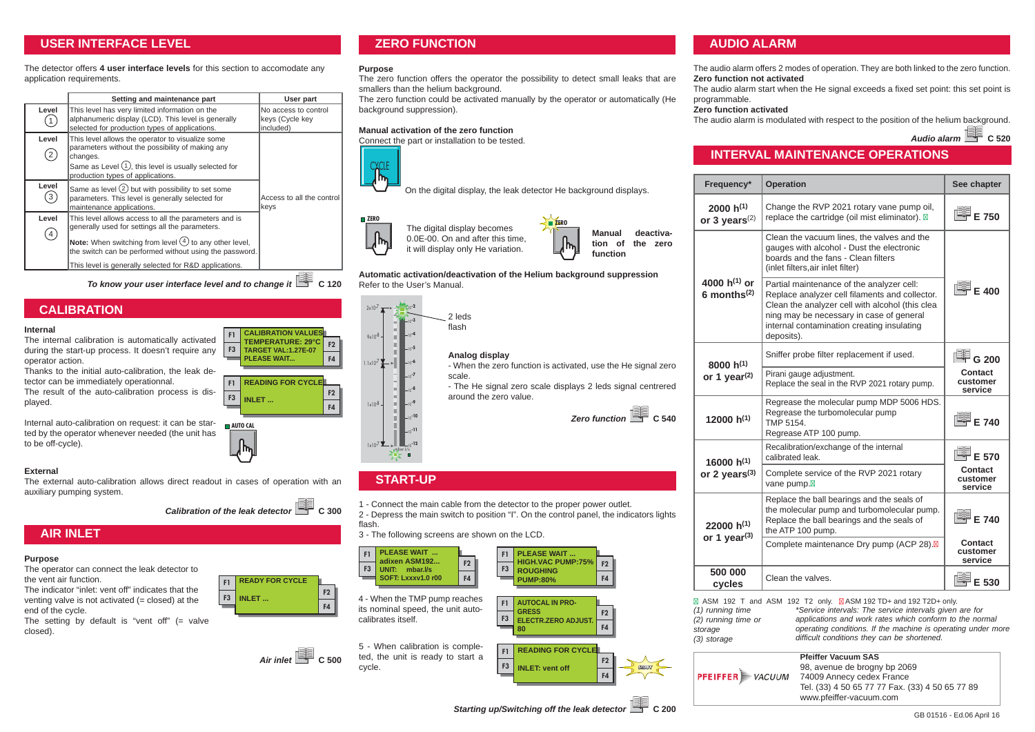## USER INTERFACE LEVEL

The detector offers **4 user interface levels** for this section to accomodate any application requirements.

| | Setting and maintenance part | User part |
|---|---|---|
| Level ① | This level has very limited information on the alphanumeric display (LCD). This level is generally selected for production types of applications. | No access to control keys (Cycle key included) |
| Level ② | This level allows the operator to visualize some parameters without the possibility of making any changes. Same as Level ①, this level is usually selected for production types of applications. | Access to all the control keys |
| Level ③ | Same as level ② but with possibility to set some parameters. This level is generally selected for maintenance applications. | |
| Level ④ | This level allows access to all the parameters and is generally used for settings all the parameters. **Note:** When switching from level ④ to any other level, the switch can be performed without using the password. This level is generally selected for R&D applications. | |

***To know your user interface level and to change it*** **C 120**

## CALIBRATION

**Internal**

The internal calibration is automatically activated during the start-up process. It doesn't require any operator action.

Thanks to the initial auto-calibration, the leak detector can be immediately operationnal.

The result of the auto-calibration process is displayed.

F1 CALIBRATION VALUES / TEMPERATURE: 29°C / TARGET VAL:1.27E-07 / PLEASE WAIT... F2 F3 F4

F1 READING FOR CYCLE / INLET ... F2 F3 F4

Internal auto-calibration on request: it can be started by the operator whenever needed (the unit has to be off-cycle).

AUTO CAL

**External**

The external auto-calibration allows direct readout in cases of operation with an auxiliary pumping system.

***Calibration of the leak detector*** **C 300**

## AIR INLET

**Purpose**

The operator can connect the leak detector to the vent air function.

The indicator "inlet: vent off" indicates that the venting valve is not activated (= closed) at the end of the cycle.

The setting by default is "vent off" (= valve closed).

F1 READY FOR CYCLE / INLET ... F2 F3 F4

***Air inlet*** **C 500**

## ZERO FUNCTION

**Purpose**

The zero function offers the operator the possibility to detect small leaks that are smallers than the helium background.

The zero function could be activated manually by the operator or automatically (He background suppression).

**Manual activation of the zero function**

Connect the part or installation to be tested.

CYCLE

On the digital display, the leak detector He background displays.

ZERO

The digital display becomes 0.0E-00. On and after this time, it will display only He variation.

ZERO

**Manual deactivation of the zero function**

**Automatic activation/deactivation of the Helium background suppression**

Refer to the User's Manual.

2 leds flash

**Analog display**

- When the zero function is activated, use the He signal zero scale.
- The He signal zero scale displays 2 leds signal centrered around the zero value.

***Zero function*** **C 540**

## START-UP

1 - Connect the main cable from the detector to the proper power outlet.

2 - Depress the main switch to position "I". On the control panel, the indicators lights flash.

3 - The following screens are shown on the LCD.

F1 PLEASE WAIT ... / adixen ASM192... / UNIT: mbar.l/s / SOFT: Lxxxv1.0 r00 F2 F3 F4

F1 PLEASE WAIT ... / HIGH.VAC PUMP:75% / ROUGHING / PUMP:80% F2 F3 F4

4 - When the TMP pump reaches its nominal speed, the unit autocalibrates itself.

F1 AUTOCAL IN PROGRESS / ELECTR.ZERO ADJUST. / 80 F2 F3 F4

5 - When calibration is completed, the unit is ready to start a cycle.

F1 READING FOR CYCLE / INLET: vent off F2 F3 F4

***Starting up/Switching off the leak detector*** **C 200**

## AUDIO ALARM

The audio alarm offers 2 modes of operation. They are both linked to the zero function.

**Zero function not activated**

The audio alarm start when the He signal exceeds a fixed set point: this set point is programmable.

**Zero function activated**

The audio alarm is modulated with respect to the position of the helium background.

***Audio alarm*** **C 520**

## INTERVAL MAINTENANCE OPERATIONS

| Frequency* | Operation | See chapter |
|---|---|---|
| 2000 h(1) or 3 years(2) | Change the RVP 2021 rotary vane pump oil, replace the cartridge (oil mist eliminator). ◙ | E 750 |
| 4000 h(1) or 6 months(2) | Clean the vacuum lines, the valves and the gauges with alcohol - Dust the electronic boards and the fans - Clean filters (inlet filters,air inlet filter) | E 400 |
| | Partial maintenance of the analyzer cell: Replace analyzer cell filaments and collector. Clean the analyzer cell with alcohol (this cleaning may be necessary in case of general internal contamination creating insulating deposits). | |
| 8000 h(1) or 1 year(2) | Sniffer probe filter replacement if used. | G 200 |
| | Pirani gauge adjustment. Replace the seal in the RVP 2021 rotary pump. | Contact customer service |
| 12000 h(1) | Regrease the molecular pump MDP 5006 HDS. Regrease the turbomolecular pump TMP 5154. Regrease ATP 100 pump. | E 740 |
| 16000 h(1) or 2 years(3) | Recalibration/exchange of the internal calibrated leak. | E 570 |
| | Complete service of the RVP 2021 rotary vane pump.◙ | Contact customer service |
| 22000 h(1) or 1 year(3) | Replace the ball bearings and the seals of the molecular pump and turbomolecular pump. Replace the ball bearings and the seals of the ATP 100 pump. | E 740 |
| | Complete maintenance Dry pump (ACP 28).◙ | Contact customer service |
| 500 000 cycles | Clean the valves. | E 530 |

◙ ASM 192 T and ASM 192 T2 only. ◙ ASM 192 TD+ and 192 T2D+ only.

*(1) running time*
*(2) running time or storage*
*(3) storage*

**Service intervals: The service intervals given are for applications and work rates which conform to the normal operating conditions. If the machine is operating under more difficult conditions they can be shortened.*

**Pfeiffer Vacuum SAS**
98, avenue de brogny bp 2069
74009 Annecy cedex France
Tel. (33) 4 50 65 77 77 Fax. (33) 4 50 65 77 89
www.pfeiffer-vacuum.com

GB 01516 - Ed.06 April 16